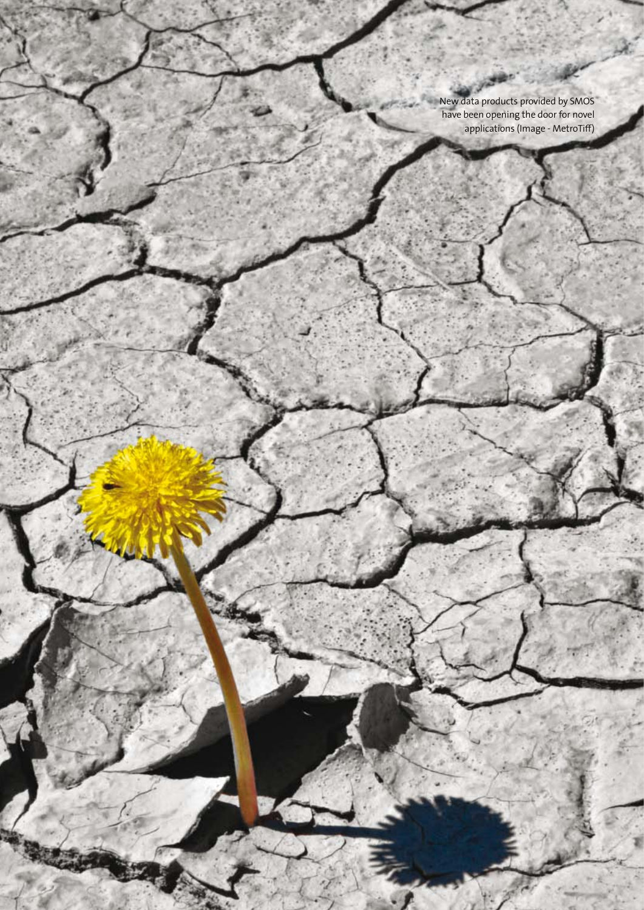New data products provided by SMOS have been opening the door for novel applications (Image - MetroTiff)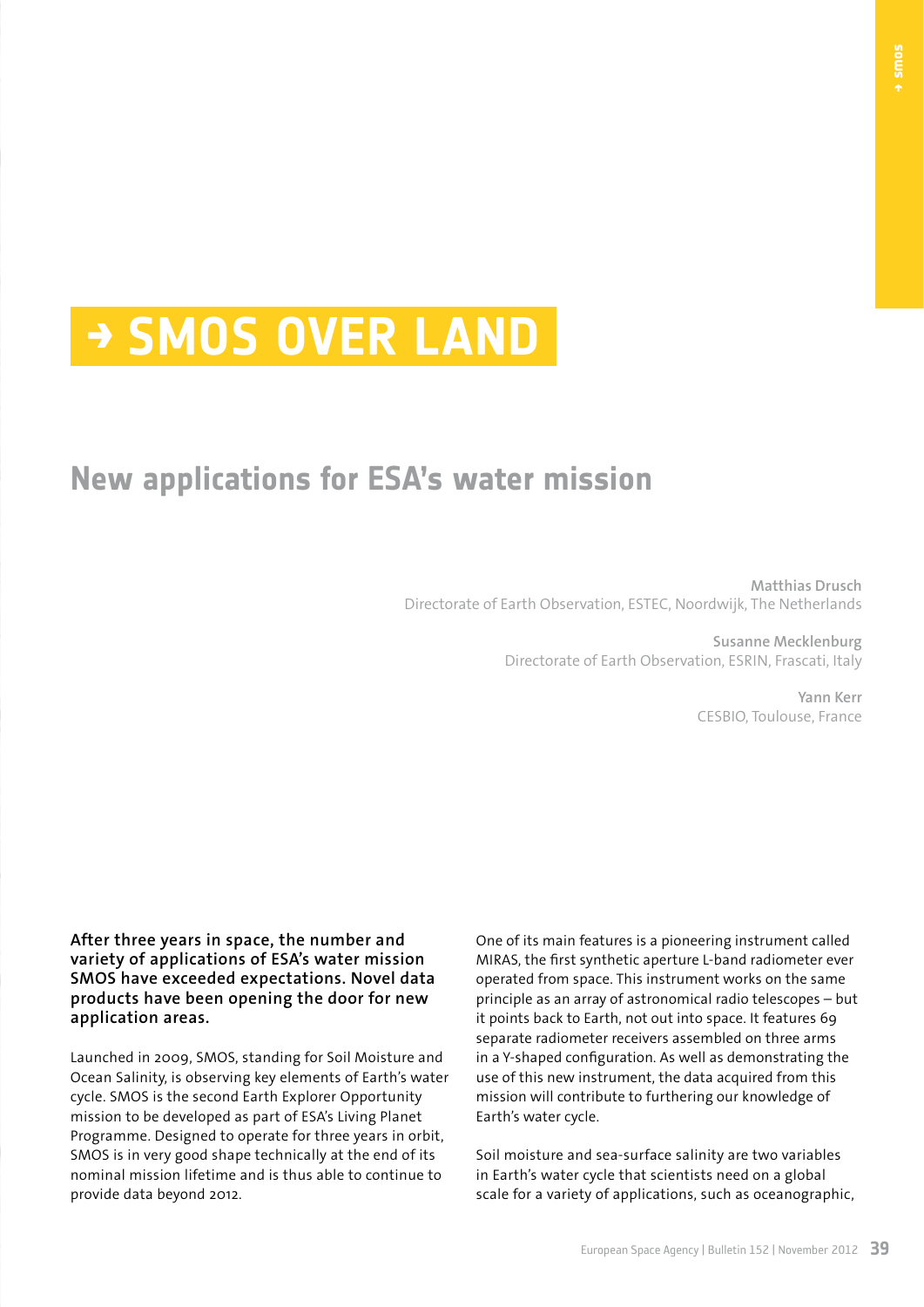# → SMOS OVER LAND

## New applications for ESA's water mission

**Matthias Drusch**
Directorate of Earth Observation, ESTEC, Noordwijk, The Netherlands

**Susanne Mecklenburg**
Directorate of Earth Observation, ESRIN, Frascati, Italy

**Yann Kerr**
CESBIO, Toulouse, France

**After three years in space, the number and variety of applications of ESA's water mission SMOS have exceeded expectations. Novel data products have been opening the door for new application areas.**

Launched in 2009, SMOS, standing for Soil Moisture and Ocean Salinity, is observing key elements of Earth's water cycle. SMOS is the second Earth Explorer Opportunity mission to be developed as part of ESA's Living Planet Programme. Designed to operate for three years in orbit, SMOS is in very good shape technically at the end of its nominal mission lifetime and is thus able to continue to provide data beyond 2012.

One of its main features is a pioneering instrument called MIRAS, the first synthetic aperture L-band radiometer ever operated from space. This instrument works on the same principle as an array of astronomical radio telescopes – but it points back to Earth, not out into space. It features 69 separate radiometer receivers assembled on three arms in a Y-shaped configuration. As well as demonstrating the use of this new instrument, the data acquired from this mission will contribute to furthering our knowledge of Earth's water cycle.

Soil moisture and sea-surface salinity are two variables in Earth's water cycle that scientists need on a global scale for a variety of applications, such as oceanographic,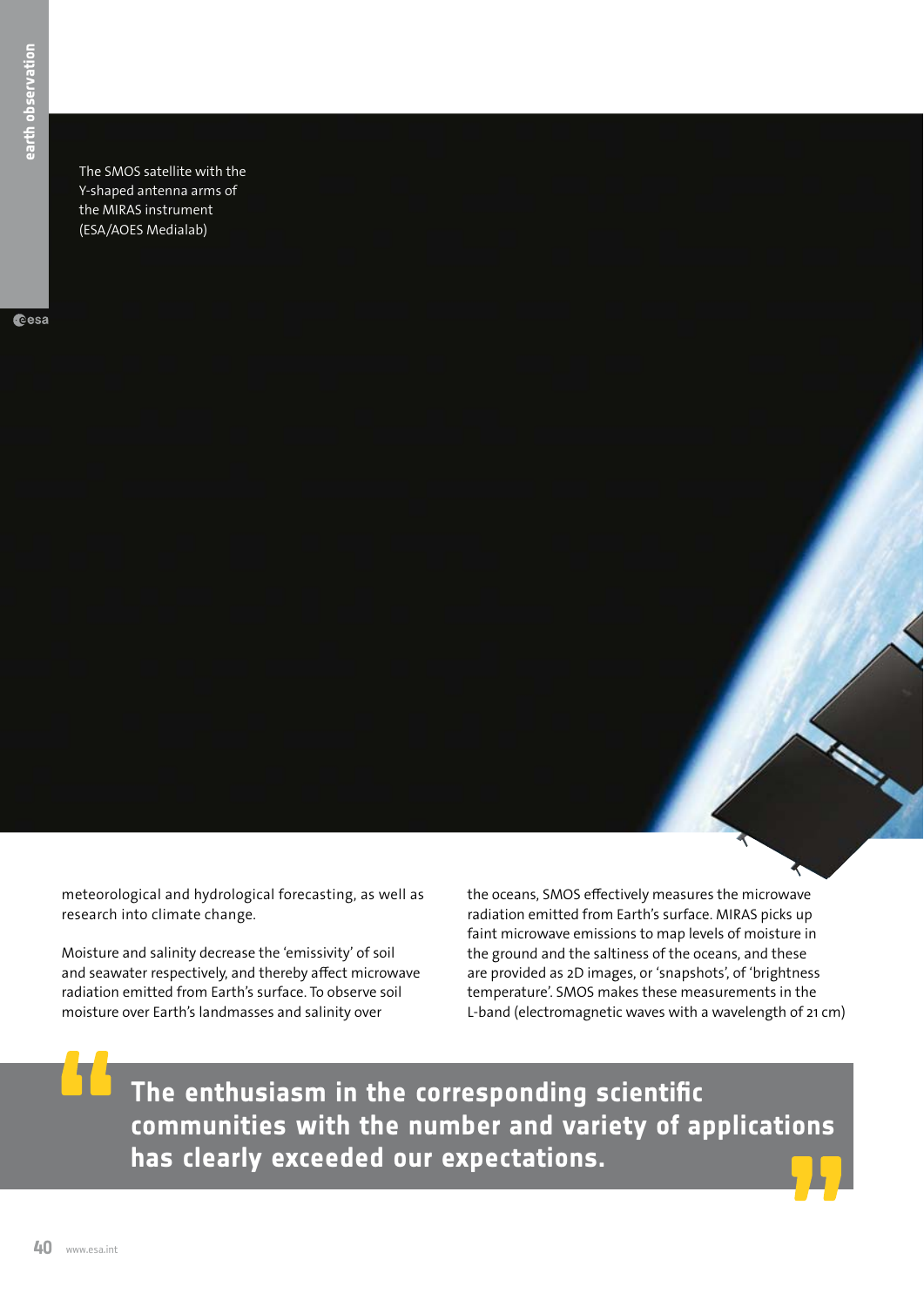The SMOS satellite with the Y-shaped antenna arms of the MIRAS instrument (ESA/AOES Medialab)

meteorological and hydrological forecasting, as well as research into climate change.

Moisture and salinity decrease the 'emissivity' of soil and seawater respectively, and thereby affect microwave radiation emitted from Earth's surface. To observe soil moisture over Earth's landmasses and salinity over the oceans, SMOS effectively measures the microwave radiation emitted from Earth's surface. MIRAS picks up faint microwave emissions to map levels of moisture in the ground and the saltiness of the oceans, and these are provided as 2D images, or 'snapshots', of 'brightness temperature'. SMOS makes these measurements in the L-band (electromagnetic waves with a wavelength of 21 cm)

> **The enthusiasm in the corresponding scientific communities with the number and variety of applications has clearly exceeded our expectations.**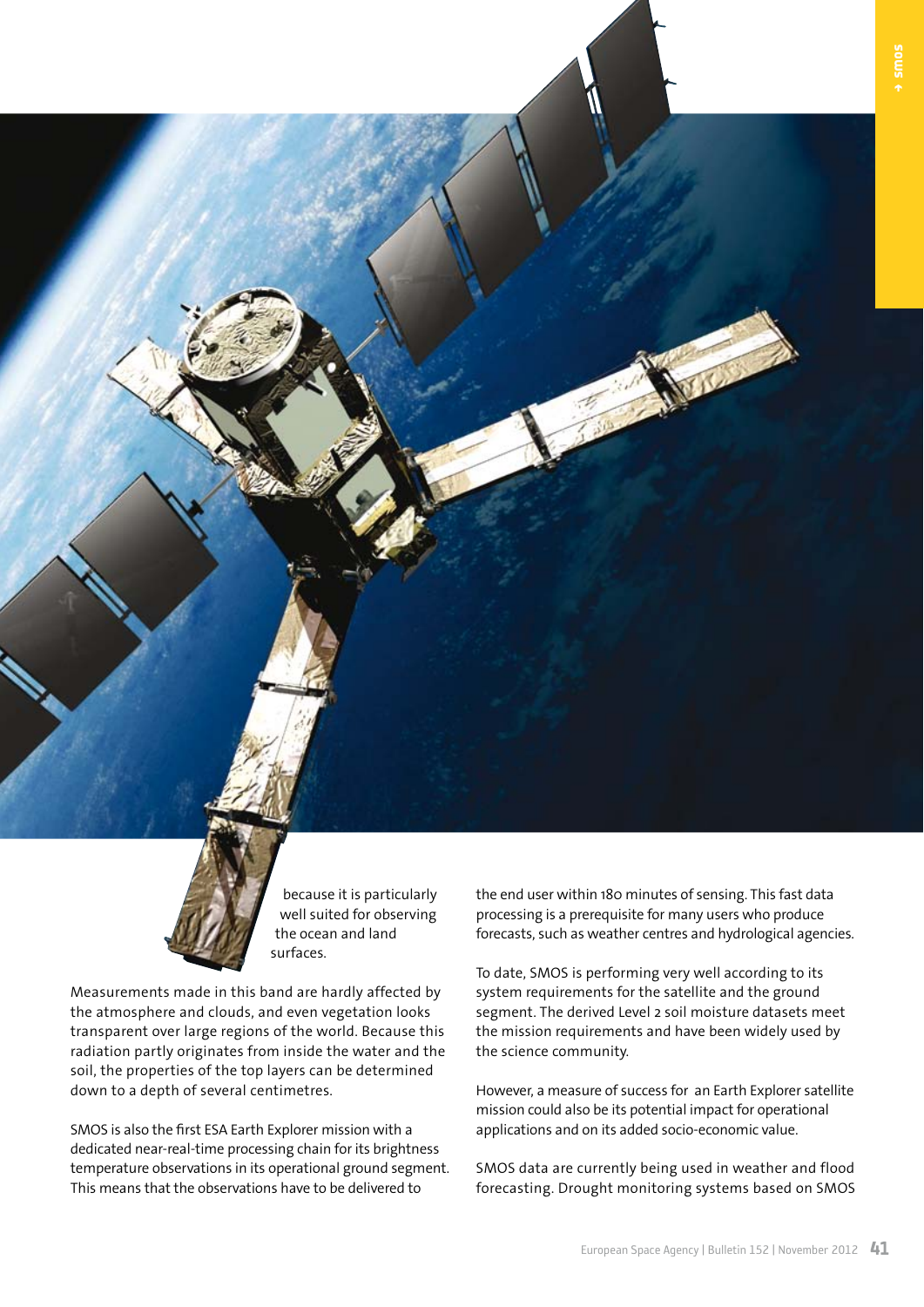because it is particularly well suited for observing the ocean and land surfaces.

Measurements made in this band are hardly affected by the atmosphere and clouds, and even vegetation looks transparent over large regions of the world. Because this radiation partly originates from inside the water and the soil, the properties of the top layers can be determined down to a depth of several centimetres.

SMOS is also the first ESA Earth Explorer mission with a dedicated near-real-time processing chain for its brightness temperature observations in its operational ground segment. This means that the observations have to be delivered to the end user within 180 minutes of sensing. This fast data processing is a prerequisite for many users who produce forecasts, such as weather centres and hydrological agencies.

To date, SMOS is performing very well according to its system requirements for the satellite and the ground segment. The derived Level 2 soil moisture datasets meet the mission requirements and have been widely used by the science community.

However, a measure of success for an Earth Explorer satellite mission could also be its potential impact for operational applications and on its added socio-economic value.

SMOS data are currently being used in weather and flood forecasting. Drought monitoring systems based on SMOS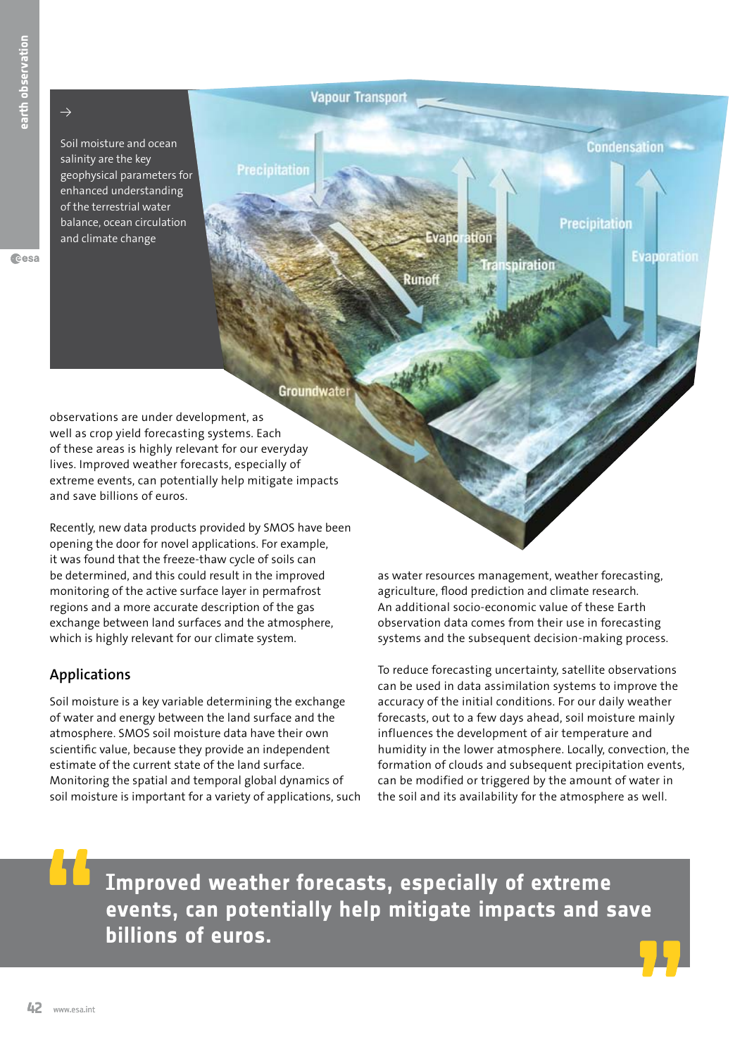→

Soil moisture and ocean salinity are the key geophysical parameters for enhanced understanding of the terrestrial water balance, ocean circulation and climate change

observations are under development, as well as crop yield forecasting systems. Each of these areas is highly relevant for our everyday lives. Improved weather forecasts, especially of extreme events, can potentially help mitigate impacts and save billions of euros.

Recently, new data products provided by SMOS have been opening the door for novel applications. For example, it was found that the freeze-thaw cycle of soils can be determined, and this could result in the improved monitoring of the active surface layer in permafrost regions and a more accurate description of the gas exchange between land surfaces and the atmosphere, which is highly relevant for our climate system.

## Applications

Soil moisture is a key variable determining the exchange of water and energy between the land surface and the atmosphere. SMOS soil moisture data have their own scientific value, because they provide an independent estimate of the current state of the land surface. Monitoring the spatial and temporal global dynamics of soil moisture is important for a variety of applications, such as water resources management, weather forecasting, agriculture, flood prediction and climate research. An additional socio-economic value of these Earth observation data comes from their use in forecasting systems and the subsequent decision-making process.

To reduce forecasting uncertainty, satellite observations can be used in data assimilation systems to improve the accuracy of the initial conditions. For our daily weather forecasts, out to a few days ahead, soil moisture mainly influences the development of air temperature and humidity in the lower atmosphere. Locally, convection, the formation of clouds and subsequent precipitation events, can be modified or triggered by the amount of water in the soil and its availability for the atmosphere as well.

> **Improved weather forecasts, especially of extreme events, can potentially help mitigate impacts and save billions of euros.**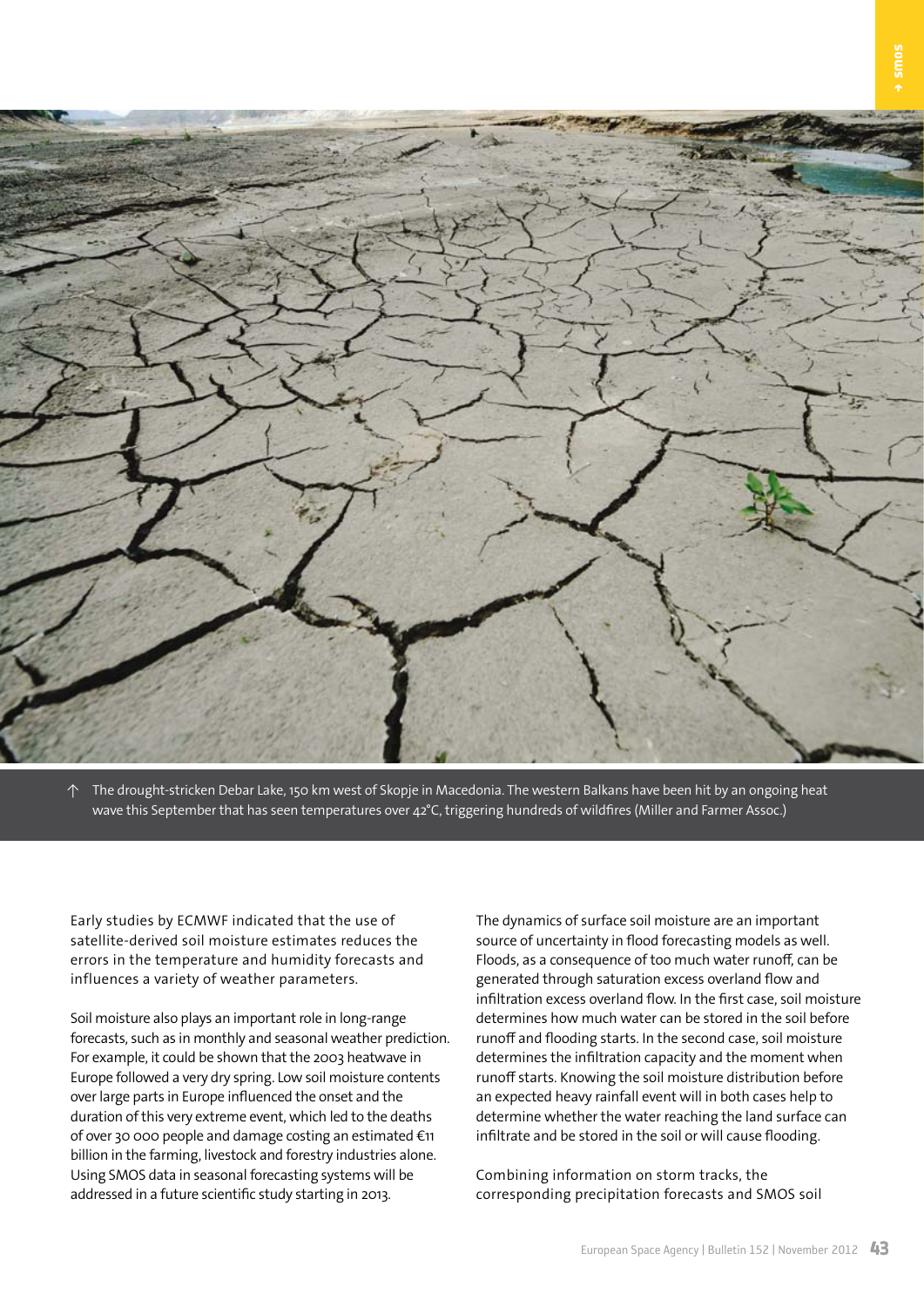↑ The drought-stricken Debar Lake, 150 km west of Skopje in Macedonia. The western Balkans have been hit by an ongoing heat wave this September that has seen temperatures over 42°C, triggering hundreds of wildfires (Miller and Farmer Assoc.)

Early studies by ECMWF indicated that the use of satellite-derived soil moisture estimates reduces the errors in the temperature and humidity forecasts and influences a variety of weather parameters.

Soil moisture also plays an important role in long-range forecasts, such as in monthly and seasonal weather prediction. For example, it could be shown that the 2003 heatwave in Europe followed a very dry spring. Low soil moisture contents over large parts in Europe influenced the onset and the duration of this very extreme event, which led to the deaths of over 30 000 people and damage costing an estimated €11 billion in the farming, livestock and forestry industries alone. Using SMOS data in seasonal forecasting systems will be addressed in a future scientific study starting in 2013.

The dynamics of surface soil moisture are an important source of uncertainty in flood forecasting models as well. Floods, as a consequence of too much water runoff, can be generated through saturation excess overland flow and infiltration excess overland flow. In the first case, soil moisture determines how much water can be stored in the soil before runoff and flooding starts. In the second case, soil moisture determines the infiltration capacity and the moment when runoff starts. Knowing the soil moisture distribution before an expected heavy rainfall event will in both cases help to determine whether the water reaching the land surface can infiltrate and be stored in the soil or will cause flooding.

Combining information on storm tracks, the corresponding precipitation forecasts and SMOS soil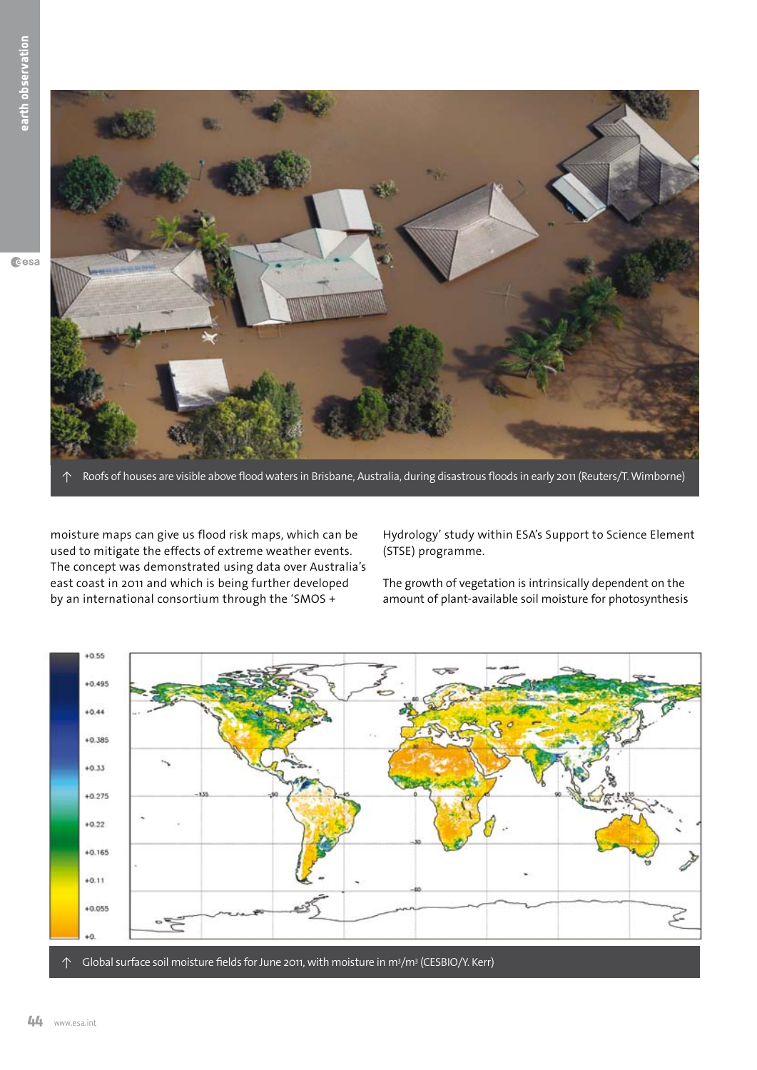↑ Roofs of houses are visible above flood waters in Brisbane, Australia, during disastrous floods in early 2011 (Reuters/T. Wimborne)

moisture maps can give us flood risk maps, which can be used to mitigate the effects of extreme weather events. The concept was demonstrated using data over Australia's east coast in 2011 and which is being further developed by an international consortium through the 'SMOS + Hydrology' study within ESA's Support to Science Element (STSE) programme.

The growth of vegetation is intrinsically dependent on the amount of plant-available soil moisture for photosynthesis

↑ Global surface soil moisture fields for June 2011, with moisture in $m^3/m^3$ (CESBIO/Y. Kerr)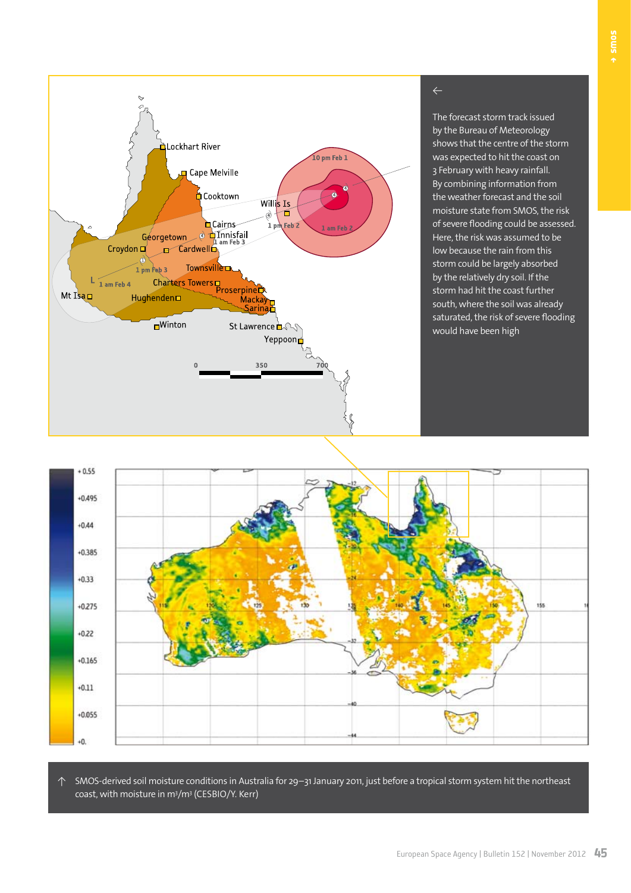The forecast storm track issued by the Bureau of Meteorology shows that the centre of the storm was expected to hit the coast on 3 February with heavy rainfall. By combining information from the weather forecast and the soil moisture state from SMOS, the risk of severe flooding could be assessed. Here, the risk was assumed to be low because the rain from this storm could be largely absorbed by the relatively dry soil. If the storm had hit the coast further south, where the soil was already saturated, the risk of severe flooding would have been high

SMOS-derived soil moisture conditions in Australia for 29–31 January 2011, just before a tropical storm system hit the northeast coast, with moisture in $m^3/m^3$ (CESBIO/Y. Kerr)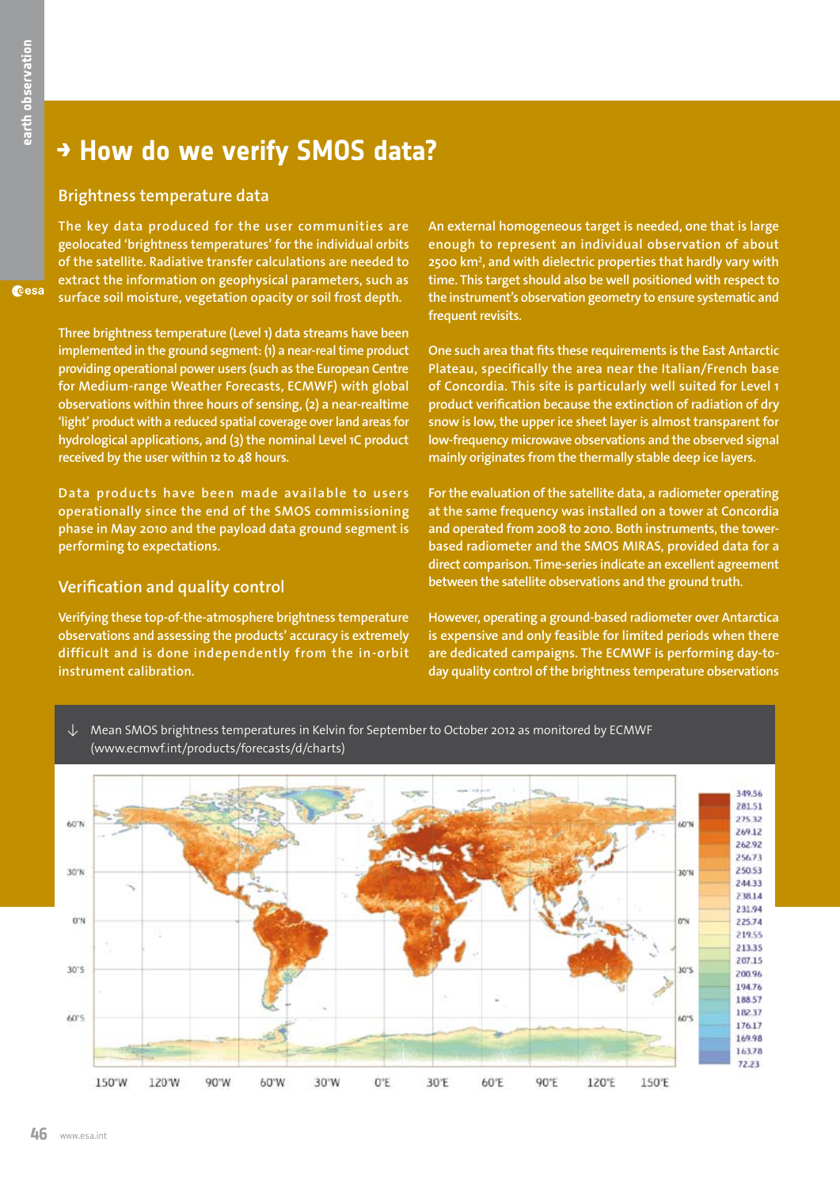# → How do we verify SMOS data?

## Brightness temperature data

The key data produced for the user communities are geolocated 'brightness temperatures' for the individual orbits of the satellite. Radiative transfer calculations are needed to extract the information on geophysical parameters, such as surface soil moisture, vegetation opacity or soil frost depth.

Three brightness temperature (Level 1) data streams have been implemented in the ground segment: (1) a near-real time product providing operational power users (such as the European Centre for Medium-range Weather Forecasts, ECMWF) with global observations within three hours of sensing, (2) a near-realtime 'light' product with a reduced spatial coverage over land areas for hydrological applications, and (3) the nominal Level 1C product received by the user within 12 to 48 hours.

Data products have been made available to users operationally since the end of the SMOS commissioning phase in May 2010 and the payload data ground segment is performing to expectations.

## Verification and quality control

Verifying these top-of-the-atmosphere brightness temperature observations and assessing the products' accuracy is extremely difficult and is done independently from the in-orbit instrument calibration.

An external homogeneous target is needed, one that is large enough to represent an individual observation of about 2500 km$^2$, and with dielectric properties that hardly vary with time. This target should also be well positioned with respect to the instrument's observation geometry to ensure systematic and frequent revisits.

One such area that fits these requirements is the East Antarctic Plateau, specifically the area near the Italian/French base of Concordia. This site is particularly well suited for Level 1 product verification because the extinction of radiation of dry snow is low, the upper ice sheet layer is almost transparent for low-frequency microwave observations and the observed signal mainly originates from the thermally stable deep ice layers.

For the evaluation of the satellite data, a radiometer operating at the same frequency was installed on a tower at Concordia and operated from 2008 to 2010. Both instruments, the tower-based radiometer and the SMOS MIRAS, provided data for a direct comparison. Time-series indicate an excellent agreement between the satellite observations and the ground truth.

However, operating a ground-based radiometer over Antarctica is expensive and only feasible for limited periods when there are dedicated campaigns. The ECMWF is performing day-to-day quality control of the brightness temperature observations

↓ Mean SMOS brightness temperatures in Kelvin for September to October 2012 as monitored by ECMWF (www.ecmwf.int/products/forecasts/d/charts)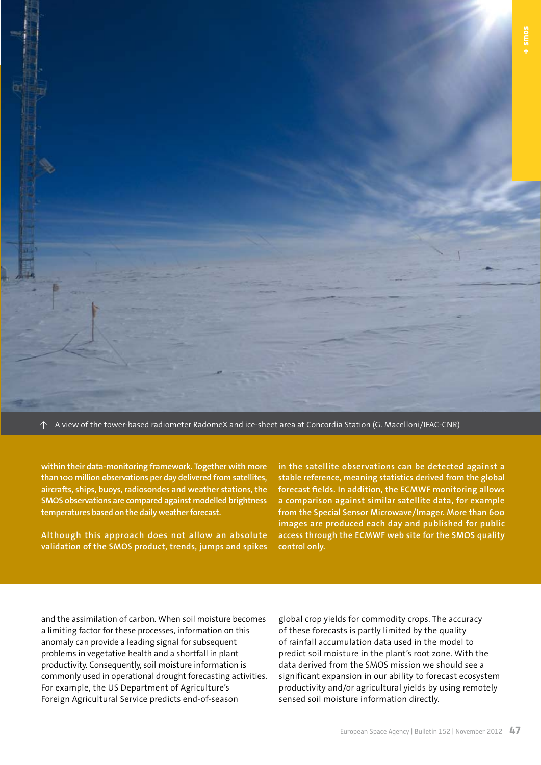↑ A view of the tower-based radiometer RadomeX and ice-sheet area at Concordia Station (G. Macelloni/IFAC-CNR)

within their data-monitoring framework. Together with more than 100 million observations per day delivered from satellites, aircrafts, ships, buoys, radiosondes and weather stations, the SMOS observations are compared against modelled brightness temperatures based on the daily weather forecast.

Although this approach does not allow an absolute validation of the SMOS product, trends, jumps and spikes in the satellite observations can be detected against a stable reference, meaning statistics derived from the global forecast fields. In addition, the ECMWF monitoring allows a comparison against similar satellite data, for example from the Special Sensor Microwave/Imager. More than 600 images are produced each day and published for public access through the ECMWF web site for the SMOS quality control only.

and the assimilation of carbon. When soil moisture becomes a limiting factor for these processes, information on this anomaly can provide a leading signal for subsequent problems in vegetative health and a shortfall in plant productivity. Consequently, soil moisture information is commonly used in operational drought forecasting activities. For example, the US Department of Agriculture's Foreign Agricultural Service predicts end-of-season global crop yields for commodity crops. The accuracy of these forecasts is partly limited by the quality of rainfall accumulation data used in the model to predict soil moisture in the plant's root zone. With the data derived from the SMOS mission we should see a significant expansion in our ability to forecast ecosystem productivity and/or agricultural yields by using remotely sensed soil moisture information directly.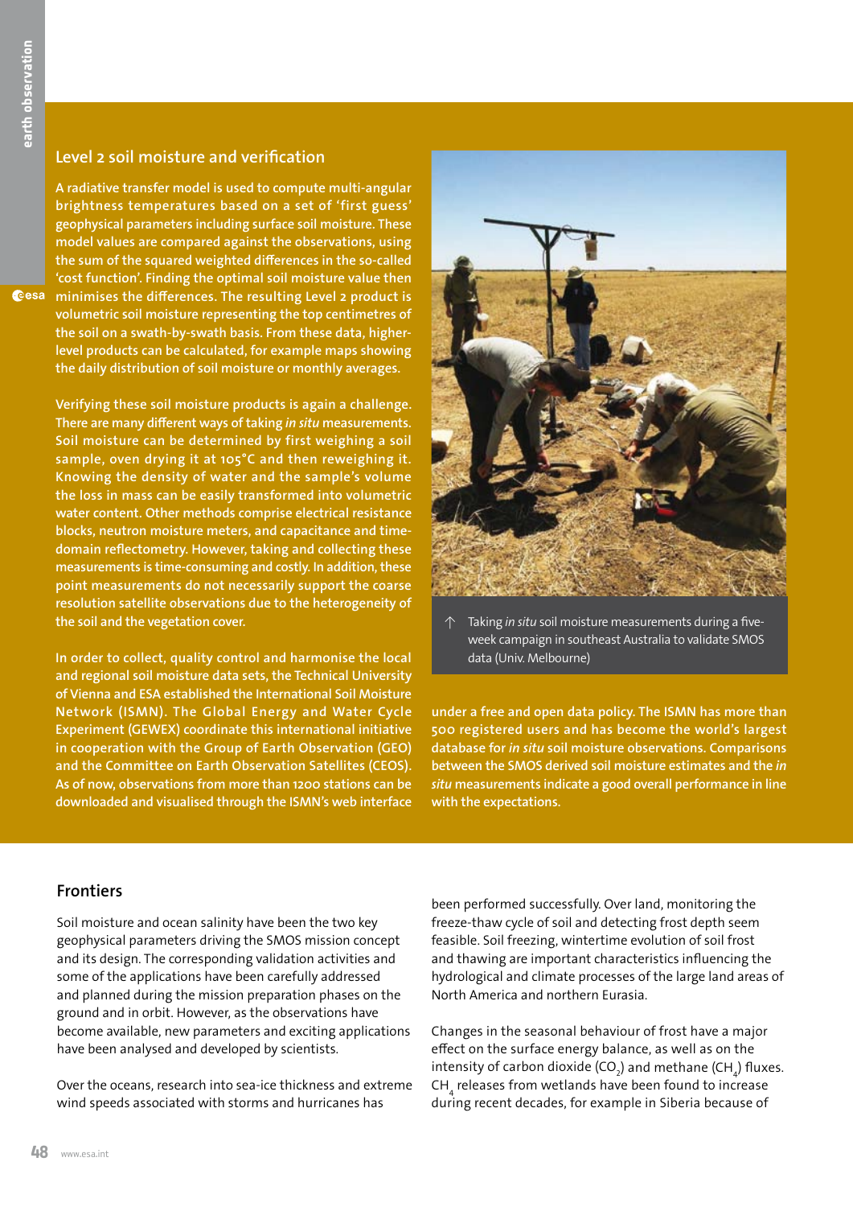## Level 2 soil moisture and verification

A radiative transfer model is used to compute multi-angular brightness temperatures based on a set of 'first guess' geophysical parameters including surface soil moisture. These model values are compared against the observations, using the sum of the squared weighted differences in the so-called 'cost function'. Finding the optimal soil moisture value then minimises the differences. The resulting Level 2 product is volumetric soil moisture representing the top centimetres of the soil on a swath-by-swath basis. From these data, higher-level products can be calculated, for example maps showing the daily distribution of soil moisture or monthly averages.

Verifying these soil moisture products is again a challenge. There are many different ways of taking *in situ* measurements. Soil moisture can be determined by first weighing a soil sample, oven drying it at 105°C and then reweighing it. Knowing the density of water and the sample's volume the loss in mass can be easily transformed into volumetric water content. Other methods comprise electrical resistance blocks, neutron moisture meters, and capacitance and time-domain reflectometry. However, taking and collecting these measurements is time-consuming and costly. In addition, these point measurements do not necessarily support the coarse resolution satellite observations due to the heterogeneity of the soil and the vegetation cover.

In order to collect, quality control and harmonise the local and regional soil moisture data sets, the Technical University of Vienna and ESA established the International Soil Moisture Network (ISMN). The Global Energy and Water Cycle Experiment (GEWEX) coordinate this international initiative in cooperation with the Group of Earth Observation (GEO) and the Committee on Earth Observation Satellites (CEOS). As of now, observations from more than 1200 stations can be downloaded and visualised through the ISMN's web interface under a free and open data policy. The ISMN has more than 500 registered users and has become the world's largest database for *in situ* soil moisture observations. Comparisons between the SMOS derived soil moisture estimates and the *in situ* measurements indicate a good overall performance in line with the expectations.

↑ Taking *in situ* soil moisture measurements during a five-week campaign in southeast Australia to validate SMOS data (Univ. Melbourne)

## Frontiers

Soil moisture and ocean salinity have been the two key geophysical parameters driving the SMOS mission concept and its design. The corresponding validation activities and some of the applications have been carefully addressed and planned during the mission preparation phases on the ground and in orbit. However, as the observations have become available, new parameters and exciting applications have been analysed and developed by scientists.

Over the oceans, research into sea-ice thickness and extreme wind speeds associated with storms and hurricanes has been performed successfully. Over land, monitoring the freeze-thaw cycle of soil and detecting frost depth seem feasible. Soil freezing, wintertime evolution of soil frost and thawing are important characteristics influencing the hydrological and climate processes of the large land areas of North America and northern Eurasia.

Changes in the seasonal behaviour of frost have a major effect on the surface energy balance, as well as on the intensity of carbon dioxide ($CO_2$) and methane ($CH_4$) fluxes. $CH_4$ releases from wetlands have been found to increase during recent decades, for example in Siberia because of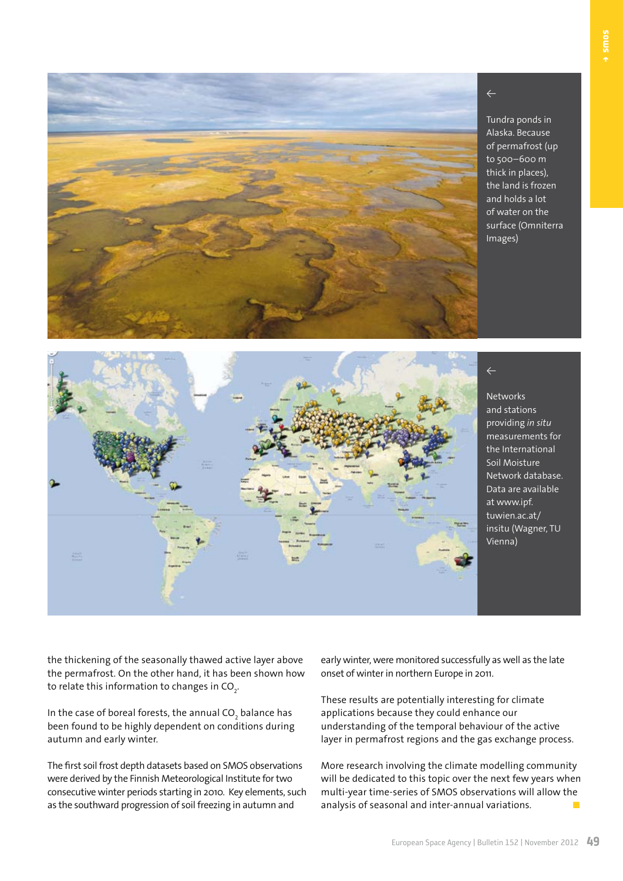← Tundra ponds in Alaska. Because of permafrost (up to 500–600 m thick in places), the land is frozen and holds a lot of water on the surface (Omniterra Images)

← Networks and stations providing *in situ* measurements for the International Soil Moisture Network database. Data are available at www.ipf.tuwien.ac.at/insitu (Wagner, TU Vienna)

the thickening of the seasonally thawed active layer above the permafrost. On the other hand, it has been shown how to relate this information to changes in $CO_2$.

In the case of boreal forests, the annual $CO_2$ balance has been found to be highly dependent on conditions during autumn and early winter.

The first soil frost depth datasets based on SMOS observations were derived by the Finnish Meteorological Institute for two consecutive winter periods starting in 2010. Key elements, such as the southward progression of soil freezing in autumn and early winter, were monitored successfully as well as the late onset of winter in northern Europe in 2011.

These results are potentially interesting for climate applications because they could enhance our understanding of the temporal behaviour of the active layer in permafrost regions and the gas exchange process.

More research involving the climate modelling community will be dedicated to this topic over the next few years when multi-year time-series of SMOS observations will allow the analysis of seasonal and inter-annual variations.